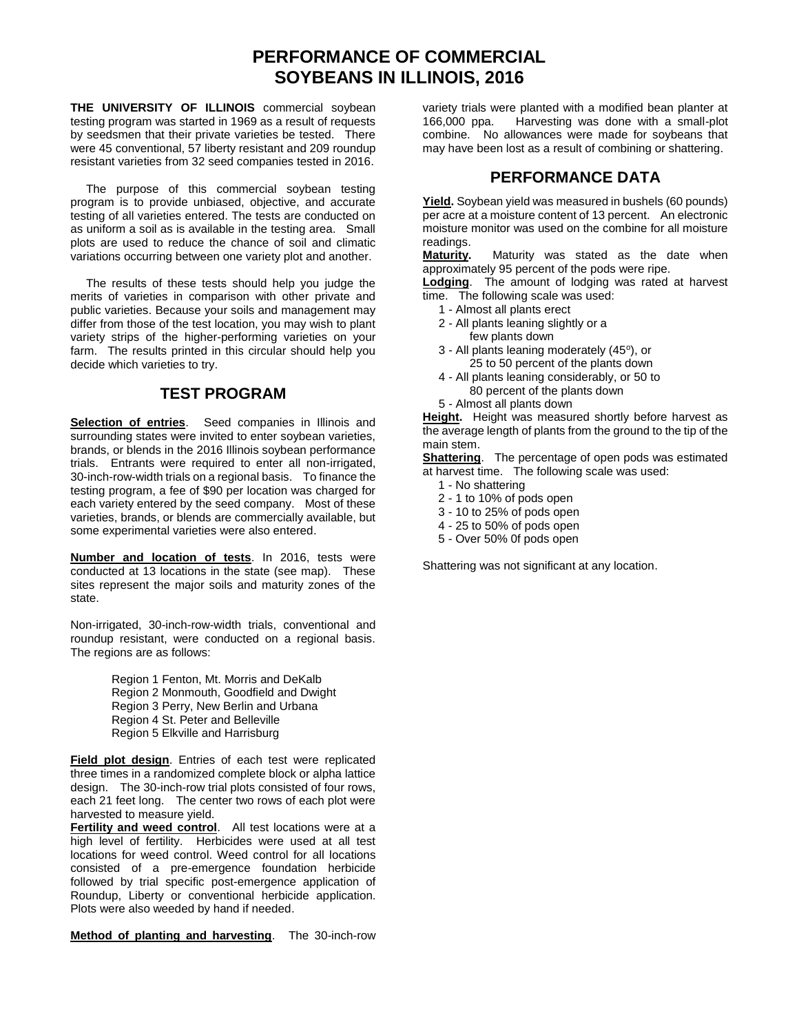# PERFORMANCE OF COMMERCIAL SOYBEANS IN ILLINOIS, 2016

**THE UNIVERSITY OF ILLINOIS** commercial soybean testing program was started in 1969 as a result of requests by seedsmen that their private varieties be tested. There were 45 conventional, 57 liberty resistant and 209 roundup resistant varieties from 32 seed companies tested in 2016.

The purpose of this commercial soybean testing program is to provide unbiased, objective, and accurate testing of all varieties entered. The tests are conducted on as uniform a soil as is available in the testing area. Small plots are used to reduce the chance of soil and climatic variations occurring between one variety plot and another.

The results of these tests should help you judge the merits of varieties in comparison with other private and public varieties. Because your soils and management may differ from those of the test location, you may wish to plant variety strips of the higher-performing varieties on your farm. The results printed in this circular should help you decide which varieties to try.

## TEST PROGRAM

**Selection of entries**. Seed companies in Illinois and surrounding states were invited to enter soybean varieties, brands, or blends in the 2016 Illinois soybean performance trials. Entrants were required to enter all non-irrigated, 30-inch-row-width trials on a regional basis. To finance the testing program, a fee of $90 per location was charged for each variety entered by the seed company. Most of these varieties, brands, or blends are commercially available, but some experimental varieties were also entered.

**Number and location of tests**. In 2016, tests were conducted at 13 locations in the state (see map). These sites represent the major soils and maturity zones of the state.

Non-irrigated, 30-inch-row-width trials, conventional and roundup resistant, were conducted on a regional basis. The regions are as follows:

Region 1 Fenton, Mt. Morris and DeKalb
Region 2 Monmouth, Goodfield and Dwight
Region 3 Perry, New Berlin and Urbana
Region 4 St. Peter and Belleville
Region 5 Elkville and Harrisburg

**Field plot design**. Entries of each test were replicated three times in a randomized complete block or alpha lattice design. The 30-inch-row trial plots consisted of four rows, each 21 feet long. The center two rows of each plot were harvested to measure yield.

**Fertility and weed control**. All test locations were at a high level of fertility. Herbicides were used at all test locations for weed control. Weed control for all locations consisted of a pre-emergence foundation herbicide followed by trial specific post-emergence application of Roundup, Liberty or conventional herbicide application. Plots were also weeded by hand if needed.

**Method of planting and harvesting**. The 30-inch-row variety trials were planted with a modified bean planter at 166,000 ppa. Harvesting was done with a small-plot combine. No allowances were made for soybeans that may have been lost as a result of combining or shattering.

## PERFORMANCE DATA

**Yield.** Soybean yield was measured in bushels (60 pounds) per acre at a moisture content of 13 percent. An electronic moisture monitor was used on the combine for all moisture readings.

**Maturity.** Maturity was stated as the date when approximately 95 percent of the pods were ripe.

**Lodging**. The amount of lodging was rated at harvest time. The following scale was used:

1 - Almost all plants erect
2 - All plants leaning slightly or a few plants down
3 - All plants leaning moderately (45°), or 25 to 50 percent of the plants down
4 - All plants leaning considerably, or 50 to 80 percent of the plants down
5 - Almost all plants down

**Height.** Height was measured shortly before harvest as the average length of plants from the ground to the tip of the main stem.

**Shattering**. The percentage of open pods was estimated at harvest time. The following scale was used:

1 - No shattering
2 - 1 to 10% of pods open
3 - 10 to 25% of pods open
4 - 25 to 50% of pods open
5 - Over 50% 0f pods open

Shattering was not significant at any location.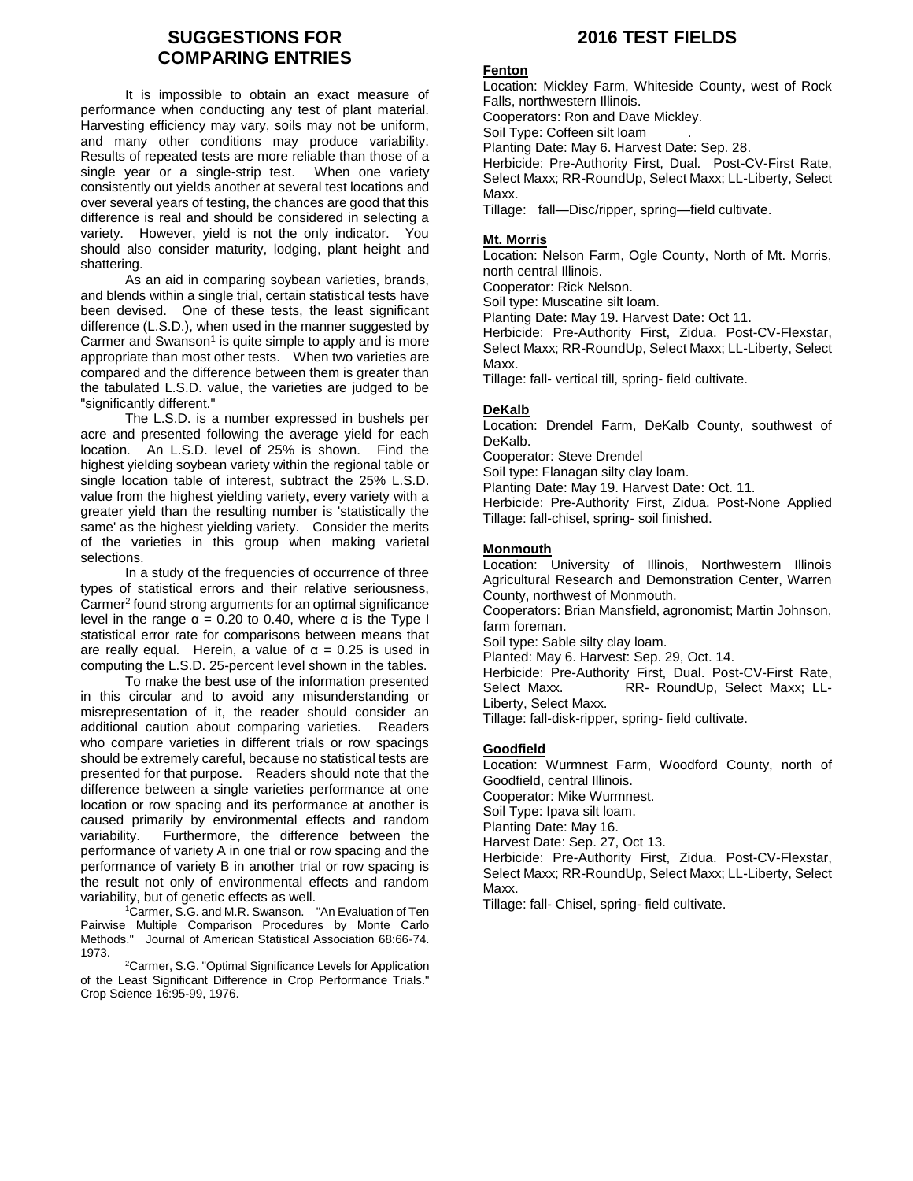## SUGGESTIONS FOR COMPARING ENTRIES

It is impossible to obtain an exact measure of performance when conducting any test of plant material. Harvesting efficiency may vary, soils may not be uniform, and many other conditions may produce variability. Results of repeated tests are more reliable than those of a single year or a single-strip test. When one variety consistently out yields another at several test locations and over several years of testing, the chances are good that this difference is real and should be considered in selecting a variety. However, yield is not the only indicator. You should also consider maturity, lodging, plant height and shattering.

As an aid in comparing soybean varieties, brands, and blends within a single trial, certain statistical tests have been devised. One of these tests, the least significant difference (L.S.D.), when used in the manner suggested by Carmer and Swanson[1] is quite simple to apply and is more appropriate than most other tests. When two varieties are compared and the difference between them is greater than the tabulated L.S.D. value, the varieties are judged to be "significantly different."

The L.S.D. is a number expressed in bushels per acre and presented following the average yield for each location. An L.S.D. level of 25% is shown. Find the highest yielding soybean variety within the regional table or single location table of interest, subtract the 25% L.S.D. value from the highest yielding variety, every variety with a greater yield than the resulting number is 'statistically the same' as the highest yielding variety. Consider the merits of the varieties in this group when making varietal selections.

In a study of the frequencies of occurrence of three types of statistical errors and their relative seriousness, Carmer[2] found strong arguments for an optimal significance level in the range $\alpha = 0.20$ to $0.40$, where $\alpha$ is the Type I statistical error rate for comparisons between means that are really equal. Herein, a value of $\alpha = 0.25$ is used in computing the L.S.D. 25-percent level shown in the tables.

To make the best use of the information presented in this circular and to avoid any misunderstanding or misrepresentation of it, the reader should consider an additional caution about comparing varieties. Readers who compare varieties in different trials or row spacings should be extremely careful, because no statistical tests are presented for that purpose. Readers should note that the difference between a single varieties performance at one location or row spacing and its performance at another is caused primarily by environmental effects and random variability. Furthermore, the difference between the performance of variety A in one trial or row spacing and the performance of variety B in another trial or row spacing is the result not only of environmental effects and random variability, but of genetic effects as well.

[1]Carmer, S.G. and M.R. Swanson. "An Evaluation of Ten Pairwise Multiple Comparison Procedures by Monte Carlo Methods." Journal of American Statistical Association 68:66-74. 1973.

[2]Carmer, S.G. "Optimal Significance Levels for Application of the Least Significant Difference in Crop Performance Trials." Crop Science 16:95-99, 1976.

## 2016 TEST FIELDS

**Fenton**

Location: Mickley Farm, Whiteside County, west of Rock Falls, northwestern Illinois.
Cooperators: Ron and Dave Mickley.
Soil Type: Coffeen silt loam .
Planting Date: May 6. Harvest Date: Sep. 28.
Herbicide: Pre-Authority First, Dual. Post-CV-First Rate, Select Maxx; RR-RoundUp, Select Maxx; LL-Liberty, Select Maxx.
Tillage: fall—Disc/ripper, spring—field cultivate.

**Mt. Morris**

Location: Nelson Farm, Ogle County, North of Mt. Morris, north central Illinois.
Cooperator: Rick Nelson.
Soil type: Muscatine silt loam.
Planting Date: May 19. Harvest Date: Oct 11.
Herbicide: Pre-Authority First, Zidua. Post-CV-Flexstar, Select Maxx; RR-RoundUp, Select Maxx; LL-Liberty, Select Maxx.
Tillage: fall- vertical till, spring- field cultivate.

**DeKalb**

Location: Drendel Farm, DeKalb County, southwest of DeKalb.
Cooperator: Steve Drendel
Soil type: Flanagan silty clay loam.
Planting Date: May 19. Harvest Date: Oct. 11.
Herbicide: Pre-Authority First, Zidua. Post-None Applied
Tillage: fall-chisel, spring- soil finished.

**Monmouth**

Location: University of Illinois, Northwestern Illinois Agricultural Research and Demonstration Center, Warren County, northwest of Monmouth.
Cooperators: Brian Mansfield, agronomist; Martin Johnson, farm foreman.
Soil type: Sable silty clay loam.
Planted: May 6. Harvest: Sep. 29, Oct. 14.
Herbicide: Pre-Authority First, Dual. Post-CV-First Rate, Select Maxx. RR- RoundUp, Select Maxx; LL-Liberty, Select Maxx.
Tillage: fall-disk-ripper, spring- field cultivate.

**Goodfield**

Location: Wurmnest Farm, Woodford County, north of Goodfield, central Illinois.
Cooperator: Mike Wurmnest.
Soil Type: Ipava silt loam.
Planting Date: May 16.
Harvest Date: Sep. 27, Oct 13.
Herbicide: Pre-Authority First, Zidua. Post-CV-Flexstar, Select Maxx; RR-RoundUp, Select Maxx; LL-Liberty, Select Maxx.
Tillage: fall- Chisel, spring- field cultivate.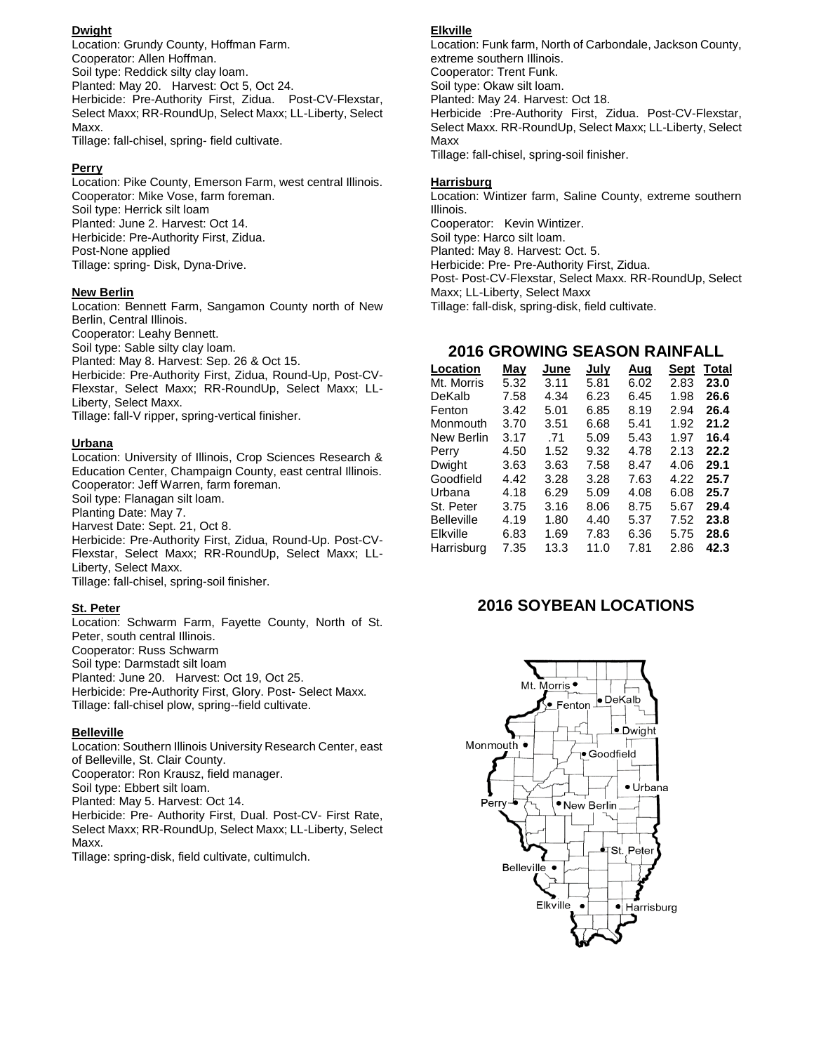**Dwight**
Location: Grundy County, Hoffman Farm.
Cooperator: Allen Hoffman.
Soil type: Reddick silty clay loam.
Planted: May 20. Harvest: Oct 5, Oct 24.
Herbicide: Pre-Authority First, Zidua. Post-CV-Flexstar, Select Maxx; RR-RoundUp, Select Maxx; LL-Liberty, Select Maxx.
Tillage: fall-chisel, spring- field cultivate.

**Perry**
Location: Pike County, Emerson Farm, west central Illinois.
Cooperator: Mike Vose, farm foreman.
Soil type: Herrick silt loam
Planted: June 2. Harvest: Oct 14.
Herbicide: Pre-Authority First, Zidua.
Post-None applied
Tillage: spring- Disk, Dyna-Drive.

**New Berlin**
Location: Bennett Farm, Sangamon County north of New Berlin, Central Illinois.
Cooperator: Leahy Bennett.
Soil type: Sable silty clay loam.
Planted: May 8. Harvest: Sep. 26 & Oct 15.
Herbicide: Pre-Authority First, Zidua, Round-Up, Post-CV-Flexstar, Select Maxx; RR-RoundUp, Select Maxx; LL-Liberty, Select Maxx.
Tillage: fall-V ripper, spring-vertical finisher.

**Urbana**
Location: University of Illinois, Crop Sciences Research & Education Center, Champaign County, east central Illinois.
Cooperator: Jeff Warren, farm foreman.
Soil type: Flanagan silt loam.
Planting Date: May 7.
Harvest Date: Sept. 21, Oct 8.
Herbicide: Pre-Authority First, Zidua, Round-Up. Post-CV-Flexstar, Select Maxx; RR-RoundUp, Select Maxx; LL-Liberty, Select Maxx.
Tillage: fall-chisel, spring-soil finisher.

**St. Peter**
Location: Schwarm Farm, Fayette County, North of St. Peter, south central Illinois.
Cooperator: Russ Schwarm
Soil type: Darmstadt silt loam
Planted: June 20. Harvest: Oct 19, Oct 25.
Herbicide: Pre-Authority First, Glory. Post- Select Maxx.
Tillage: fall-chisel plow, spring--field cultivate.

**Belleville**
Location: Southern Illinois University Research Center, east of Belleville, St. Clair County.
Cooperator: Ron Krausz, field manager.
Soil type: Ebbert silt loam.
Planted: May 5. Harvest: Oct 14.
Herbicide: Pre- Authority First, Dual. Post-CV- First Rate, Select Maxx; RR-RoundUp, Select Maxx; LL-Liberty, Select Maxx.
Tillage: spring-disk, field cultivate, cultimulch.

**Elkville**
Location: Funk farm, North of Carbondale, Jackson County, extreme southern Illinois.
Cooperator: Trent Funk.
Soil type: Okaw silt loam.
Planted: May 24. Harvest: Oct 18.
Herbicide :Pre-Authority First, Zidua. Post-CV-Flexstar, Select Maxx. RR-RoundUp, Select Maxx; LL-Liberty, Select Maxx
Tillage: fall-chisel, spring-soil finisher.

**Harrisburg**
Location: Wintizer farm, Saline County, extreme southern Illinois.
Cooperator: Kevin Wintizer.
Soil type: Harco silt loam.
Planted: May 8. Harvest: Oct. 5.
Herbicide: Pre- Pre-Authority First, Zidua.
Post- Post-CV-Flexstar, Select Maxx. RR-RoundUp, Select Maxx; LL-Liberty, Select Maxx
Tillage: fall-disk, spring-disk, field cultivate.

## 2016 GROWING SEASON RAINFALL

| Location | May | June | July | Aug | Sept | Total |
|---|---|---|---|---|---|---|
| Mt. Morris | 5.32 | 3.11 | 5.81 | 6.02 | 2.83 | **23.0** |
| DeKalb | 7.58 | 4.34 | 6.23 | 6.45 | 1.98 | **26.6** |
| Fenton | 3.42 | 5.01 | 6.85 | 8.19 | 2.94 | **26.4** |
| Monmouth | 3.70 | 3.51 | 6.68 | 5.41 | 1.92 | **21.2** |
| New Berlin | 3.17 | .71 | 5.09 | 5.43 | 1.97 | **16.4** |
| Perry | 4.50 | 1.52 | 9.32 | 4.78 | 2.13 | **22.2** |
| Dwight | 3.63 | 3.63 | 7.58 | 8.47 | 4.06 | **29.1** |
| Goodfield | 4.42 | 3.28 | 3.28 | 7.63 | 4.22 | **25.7** |
| Urbana | 4.18 | 6.29 | 5.09 | 4.08 | 6.08 | **25.7** |
| St. Peter | 3.75 | 3.16 | 8.06 | 8.75 | 5.67 | **29.4** |
| Belleville | 4.19 | 1.80 | 4.40 | 5.37 | 7.52 | **23.8** |
| Elkville | 6.83 | 1.69 | 7.83 | 6.36 | 5.75 | **28.6** |
| Harrisburg | 7.35 | 13.3 | 11.0 | 7.81 | 2.86 | **42.3** |

## 2016 SOYBEAN LOCATIONS

Mt. Morris, Fenton, DeKalb, Dwight, Monmouth, Goodfield, Urbana, Perry, New Berlin, St. Peter, Belleville, Elkville, Harrisburg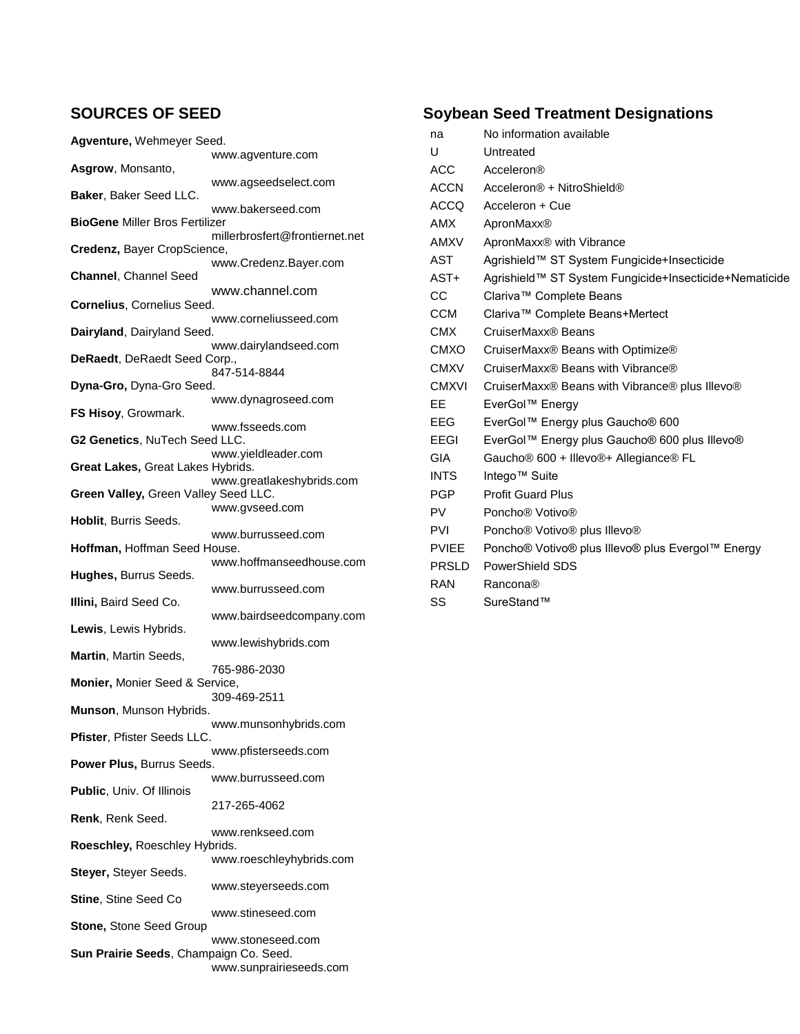## SOURCES OF SEED

**Agventure,** Wehmeyer Seed.
www.agventure.com

**Asgrow**, Monsanto,
www.agseedselect.com

**Baker**, Baker Seed LLC.
www.bakerseed.com

**BioGene** Miller Bros Fertilizer
millerbrosfert@frontiernet.net

**Credenz,** Bayer CropScience,
www.Credenz.Bayer.com

**Channel**, Channel Seed
www.channel.com

**Cornelius**, Cornelius Seed.
www.corneliusseed.com

**Dairyland**, Dairyland Seed.
www.dairylandseed.com

**DeRaedt**, DeRaedt Seed Corp.,
847-514-8844

**Dyna-Gro,** Dyna-Gro Seed.
www.dynagroseed.com

**FS Hisoy**, Growmark.
www.fsseeds.com

**G2 Genetics**, NuTech Seed LLC.
www.yieldleader.com

**Great Lakes,** Great Lakes Hybrids.
www.greatlakeshybrids.com

**Green Valley,** Green Valley Seed LLC.
www.gvseed.com

**Hoblit**, Burris Seeds.
www.burrusseed.com

**Hoffman,** Hoffman Seed House.
www.hoffmanseedhouse.com

**Hughes,** Burrus Seeds.
www.burrusseed.com

**Illini,** Baird Seed Co.
www.bairdseedcompany.com

**Lewis**, Lewis Hybrids.
www.lewishybrids.com

**Martin**, Martin Seeds,
765-986-2030

**Monier,** Monier Seed & Service,
309-469-2511

**Munson**, Munson Hybrids.
www.munsonhybrids.com

**Pfister**, Pfister Seeds LLC.
www.pfisterseeds.com

**Power Plus,** Burrus Seeds.
www.burrusseed.com

**Public**, Univ. Of Illinois
217-265-4062

**Renk**, Renk Seed.
www.renkseed.com

**Roeschley,** Roeschley Hybrids.
www.roeschleyhybrids.com

**Steyer,** Steyer Seeds.
www.steyerseeds.com

**Stine**, Stine Seed Co
www.stineseed.com

**Stone,** Stone Seed Group
www.stoneseed.com

**Sun Prairie Seeds**, Champaign Co. Seed.
www.sunprairieseeds.com

## Soybean Seed Treatment Designations

| | |
|---|---|
| na | No information available |
| U | Untreated |
| ACC | Acceleron® |
| ACCN | Acceleron® + NitroShield® |
| ACCQ | Acceleron + Cue |
| AMX | ApronMaxx® |
| AMXV | ApronMaxx® with Vibrance |
| AST | Agrishield™ ST System Fungicide+Insecticide |
| AST+ | Agrishield™ ST System Fungicide+Insecticide+Nematicide |
| CC | Clariva™ Complete Beans |
| CCM | Clariva™ Complete Beans+Mertect |
| CMX | CruiserMaxx® Beans |
| CMXO | CruiserMaxx® Beans with Optimize® |
| CMXV | CruiserMaxx® Beans with Vibrance® |
| CMXVI | CruiserMaxx® Beans with Vibrance® plus Illevo® |
| EE | EverGol™ Energy |
| EEG | EverGol™ Energy plus Gaucho® 600 |
| EEGI | EverGol™ Energy plus Gaucho® 600 plus Illevo® |
| GIA | Gaucho® 600 + Illevo®+ Allegiance® FL |
| INTS | Intego™ Suite |
| PGP | Profit Guard Plus |
| PV | Poncho® Votivo® |
| PVI | Poncho® Votivo® plus Illevo® |
| PVIEE | Poncho® Votivo® plus Illevo® plus Evergol™ Energy |
| PRSLD | PowerShield SDS |
| RAN | Rancona® |
| SS | SureStand™ |